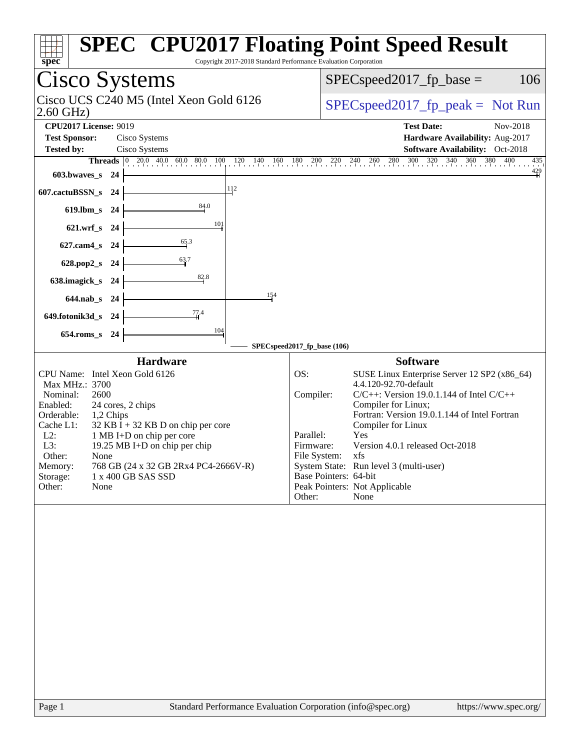# SPEC CPU2017 Floating Point Speed Result

Copyright 2017-2018 Standard Performance Evaluation Corporation

## Cisco Systems

Cisco UCS C240 M5 (Intel Xeon Gold 6126 2.60 GHz)

SPECspeed2017_fp_base = 106

SPECspeed2017_fp_peak = Not Run

**CPU2017 License:** 9019
**Test Sponsor:** Cisco Systems
**Tested by:** Cisco Systems

**Test Date:** Nov-2018
**Hardware Availability:** Aug-2017
**Software Availability:** Oct-2018

| Benchmark | Threads | Base Ratio |
|---|---|---|
| 603.bwaves_s | 24 | 429 |
| 607.cactuBSSN_s | 24 | 112 |
| 619.lbm_s | 24 | 84.0 |
| 621.wrf_s | 24 | 101 |
| 627.cam4_s | 24 | 65.3 |
| 628.pop2_s | 24 | 63.7 |
| 638.imagick_s | 24 | 82.8 |
| 644.nab_s | 24 | 154 |
| 649.fotonik3d_s | 24 | 77.4 |
| 654.roms_s | 24 | 104 |

SPECspeed2017_fp_base (106)

### Hardware

| | |
|---|---|
| CPU Name: | Intel Xeon Gold 6126 |
| Max MHz.: | 3700 |
| Nominal: | 2600 |
| Enabled: | 24 cores, 2 chips |
| Orderable: | 1,2 Chips |
| Cache L1: | 32 KB I + 32 KB D on chip per core |
| L2: | 1 MB I+D on chip per core |
| L3: | 19.25 MB I+D on chip per chip |
| Other: | None |
| Memory: | 768 GB (24 x 32 GB 2Rx4 PC4-2666V-R) |
| Storage: | 1 x 400 GB SAS SSD |
| Other: | None |

### Software

| | |
|---|---|
| OS: | SUSE Linux Enterprise Server 12 SP2 (x86_64) 4.4.120-92.70-default |
| Compiler: | C/C++: Version 19.0.1.144 of Intel C/C++ Compiler for Linux; Fortran: Version 19.0.1.144 of Intel Fortran Compiler for Linux |
| Parallel: | Yes |
| Firmware: | Version 4.0.1 released Oct-2018 |
| File System: | xfs |
| System State: | Run level 3 (multi-user) |
| Base Pointers: | 64-bit |
| Peak Pointers: | Not Applicable |
| Other: | None |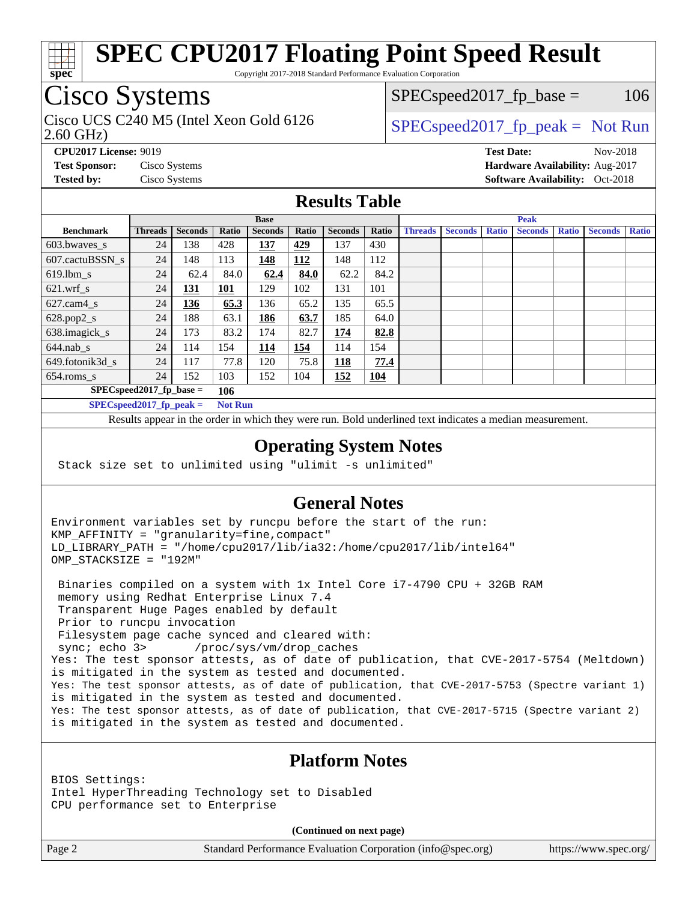# SPEC CPU2017 Floating Point Speed Result

Copyright 2017-2018 Standard Performance Evaluation Corporation

## Cisco Systems

Cisco UCS C240 M5 (Intel Xeon Gold 6126 2.60 GHz)

SPECspeed2017_fp_base = 106

SPECspeed2017_fp_peak = Not Run

**CPU2017 License:** 9019
**Test Sponsor:** Cisco Systems
**Tested by:** Cisco Systems

**Test Date:** Nov-2018
**Hardware Availability:** Aug-2017
**Software Availability:** Oct-2018

## Results Table

| Benchmark | Base | | | | | | | Peak | | | | | | |
|---|---|---|---|---|---|---|---|---|---|---|---|---|---|---|
| | Threads | Seconds | Ratio | Seconds | Ratio | Seconds | Ratio | Threads | Seconds | Ratio | Seconds | Ratio | Seconds | Ratio |
| 603.bwaves_s | 24 | 138 | 428 | **137** | **429** | 137 | 430 | | | | | | | |
| 607.cactuBSSN_s | 24 | 148 | 113 | **148** | **112** | 148 | 112 | | | | | | | |
| 619.lbm_s | 24 | 62.4 | 84.0 | **62.4** | **84.0** | 62.2 | 84.2 | | | | | | | |
| 621.wrf_s | 24 | **131** | **101** | 129 | 102 | 131 | 101 | | | | | | | |
| 627.cam4_s | 24 | **136** | **65.3** | 136 | 65.2 | 135 | 65.5 | | | | | | | |
| 628.pop2_s | 24 | 188 | 63.1 | **186** | **63.7** | 185 | 64.0 | | | | | | | |
| 638.imagick_s | 24 | 173 | 83.2 | 174 | 82.7 | **174** | **82.8** | | | | | | | |
| 644.nab_s | 24 | 114 | 154 | **114** | **154** | 114 | 154 | | | | | | | |
| 649.fotonik3d_s | 24 | 117 | 77.8 | 120 | 75.8 | **118** | **77.4** | | | | | | | |
| 654.roms_s | 24 | 152 | 103 | 152 | 104 | **152** | **104** | | | | | | | |

**SPECspeed2017_fp_base = 106**

**SPECspeed2017_fp_peak = Not Run**

Results appear in the order in which they were run. Bold underlined text indicates a median measurement.

## Operating System Notes

```
Stack size set to unlimited using "ulimit -s unlimited"
```

## General Notes

```
Environment variables set by runcpu before the start of the run:
KMP_AFFINITY = "granularity=fine,compact"
LD_LIBRARY_PATH = "/home/cpu2017/lib/ia32:/home/cpu2017/lib/intel64"
OMP_STACKSIZE = "192M"

 Binaries compiled on a system with 1x Intel Core i7-4790 CPU + 32GB RAM
 memory using Redhat Enterprise Linux 7.4
 Transparent Huge Pages enabled by default
 Prior to runcpu invocation
 Filesystem page cache synced and cleared with:
 sync; echo 3>       /proc/sys/vm/drop_caches
Yes: The test sponsor attests, as of date of publication, that CVE-2017-5754 (Meltdown)
is mitigated in the system as tested and documented.
Yes: The test sponsor attests, as of date of publication, that CVE-2017-5753 (Spectre variant 1)
is mitigated in the system as tested and documented.
Yes: The test sponsor attests, as of date of publication, that CVE-2017-5715 (Spectre variant 2)
is mitigated in the system as tested and documented.
```

## Platform Notes

```
BIOS Settings:
Intel HyperThreading Technology set to Disabled
CPU performance set to Enterprise
```

**(Continued on next page)**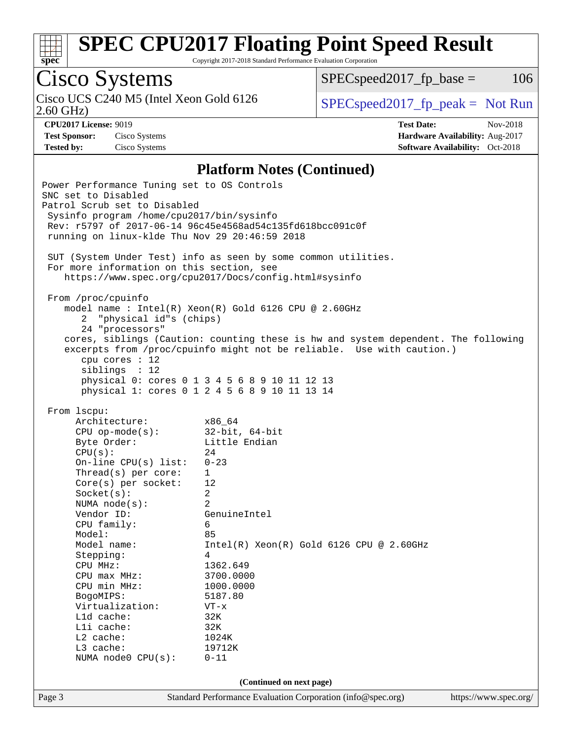## Platform Notes (Continued)

```
Power Performance Tuning set to OS Controls
SNC set to Disabled
Patrol Scrub set to Disabled
 Sysinfo program /home/cpu2017/bin/sysinfo
 Rev: r5797 of 2017-06-14 96c45e4568ad54c135fd618bcc091c0f
 running on linux-klde Thu Nov 29 20:46:59 2018

 SUT (System Under Test) info as seen by some common utilities.
 For more information on this section, see
    https://www.spec.org/cpu2017/Docs/config.html#sysinfo

 From /proc/cpuinfo
    model name : Intel(R) Xeon(R) Gold 6126 CPU @ 2.60GHz
       2  "physical id"s (chips)
       24 "processors"
    cores, siblings (Caution: counting these is hw and system dependent. The following
    excerpts from /proc/cpuinfo might not be reliable.  Use with caution.)
       cpu cores : 12
       siblings  : 12
       physical 0: cores 0 1 3 4 5 6 8 9 10 11 12 13
       physical 1: cores 0 1 2 4 5 6 8 9 10 11 13 14

 From lscpu:
      Architecture:          x86_64
      CPU op-mode(s):        32-bit, 64-bit
      Byte Order:            Little Endian
      CPU(s):                24
      On-line CPU(s) list:   0-23
      Thread(s) per core:    1
      Core(s) per socket:    12
      Socket(s):             2
      NUMA node(s):          2
      Vendor ID:             GenuineIntel
      CPU family:            6
      Model:                 85
      Model name:            Intel(R) Xeon(R) Gold 6126 CPU @ 2.60GHz
      Stepping:              4
      CPU MHz:               1362.649
      CPU max MHz:           3700.0000
      CPU min MHz:           1000.0000
      BogoMIPS:              5187.80
      Virtualization:        VT-x
      L1d cache:             32K
      L1i cache:             32K
      L2 cache:              1024K
      L3 cache:              19712K
      NUMA node0 CPU(s):     0-11
```

**(Continued on next page)**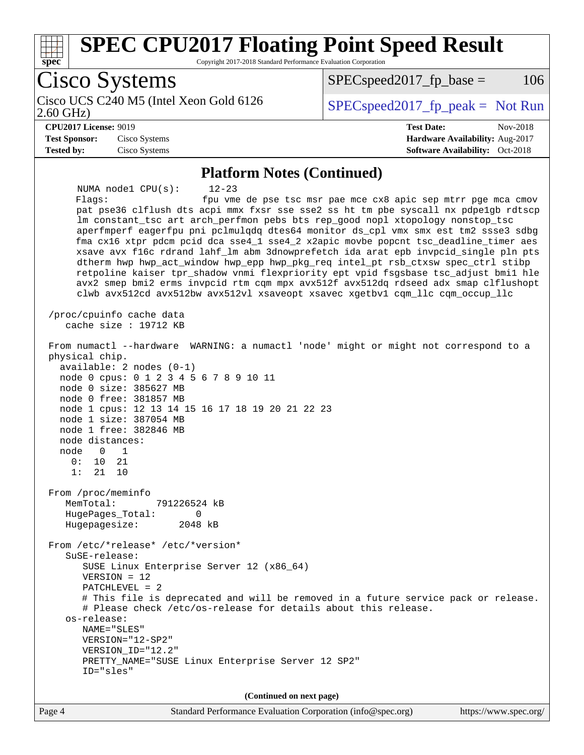# SPEC CPU2017 Floating Point Speed Result

Copyright 2017-2018 Standard Performance Evaluation Corporation

## Cisco Systems

Cisco UCS C240 M5 (Intel Xeon Gold 6126 2.60 GHz)

SPECspeed2017_fp_base = 106

SPECspeed2017_fp_peak = Not Run

**CPU2017 License:** 9019
**Test Sponsor:** Cisco Systems
**Tested by:** Cisco Systems

**Test Date:** Nov-2018
**Hardware Availability:** Aug-2017
**Software Availability:** Oct-2018

### Platform Notes (Continued)

```
     NUMA node1 CPU(s):     12-23
     Flags:                 fpu vme de pse tsc msr pae mce cx8 apic sep mtrr pge mca cmov
     pat pse36 clflush dts acpi mmx fxsr sse sse2 ss ht tm pbe syscall nx pdpe1gb rdtscp
     lm constant_tsc art arch_perfmon pebs bts rep_good nopl xtopology nonstop_tsc
     aperfmperf eagerfpu pni pclmulqdq dtes64 monitor ds_cpl vmx smx est tm2 ssse3 sdbg
     fma cx16 xtpr pdcm pcid dca sse4_1 sse4_2 x2apic movbe popcnt tsc_deadline_timer aes
     xsave avx f16c rdrand lahf_lm abm 3dnowprefetch ida arat epb invpcid_single pln pts
     dtherm hwp hwp_act_window hwp_epp hwp_pkg_req intel_pt rsb_ctxsw spec_ctrl stibp
     retpoline kaiser tpr_shadow vnmi flexpriority ept vpid fsgsbase tsc_adjust bmi1 hle
     avx2 smep bmi2 erms invpcid rtm cqm mpx avx512f avx512dq rdseed adx smap clflushopt
     clwb avx512cd avx512bw avx512vl xsaveopt xsavec xgetbv1 cqm_llc cqm_occup_llc

 /proc/cpuinfo cache data
    cache size : 19712 KB

 From numactl --hardware  WARNING: a numactl 'node' might or might not correspond to a
 physical chip.
   available: 2 nodes (0-1)
   node 0 cpus: 0 1 2 3 4 5 6 7 8 9 10 11
   node 0 size: 385627 MB
   node 0 free: 381857 MB
   node 1 cpus: 12 13 14 15 16 17 18 19 20 21 22 23
   node 1 size: 387054 MB
   node 1 free: 382846 MB
   node distances:
   node   0   1
     0:  10  21
     1:  21  10

 From /proc/meminfo
    MemTotal:       791226524 kB
    HugePages_Total:       0
    Hugepagesize:       2048 kB

 From /etc/*release* /etc/*version*
    SuSE-release:
       SUSE Linux Enterprise Server 12 (x86_64)
       VERSION = 12
       PATCHLEVEL = 2
       # This file is deprecated and will be removed in a future service pack or release.
       # Please check /etc/os-release for details about this release.
    os-release:
       NAME="SLES"
       VERSION="12-SP2"
       VERSION_ID="12.2"
       PRETTY_NAME="SUSE Linux Enterprise Server 12 SP2"
       ID="sles"
```

(Continued on next page)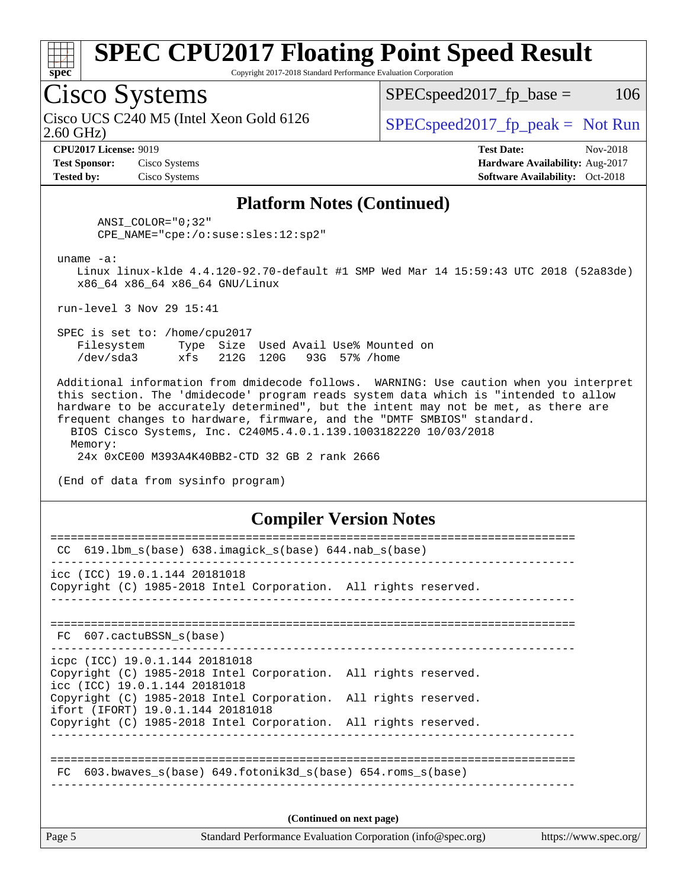# SPEC CPU2017 Floating Point Speed Result

Copyright 2017-2018 Standard Performance Evaluation Corporation

## Cisco Systems

Cisco UCS C240 M5 (Intel Xeon Gold 6126 2.60 GHz)

SPECspeed2017_fp_base = 106

SPECspeed2017_fp_peak = Not Run

**CPU2017 License:** 9019
**Test Sponsor:** Cisco Systems
**Tested by:** Cisco Systems

**Test Date:** Nov-2018
**Hardware Availability:** Aug-2017
**Software Availability:** Oct-2018

### Platform Notes (Continued)

```
      ANSI_COLOR="0;32"
      CPE_NAME="cpe:/o:suse:sles:12:sp2"

 uname -a:
    Linux linux-klde 4.4.120-92.70-default #1 SMP Wed Mar 14 15:59:43 UTC 2018 (52a83de)
    x86_64 x86_64 x86_64 GNU/Linux

 run-level 3 Nov 29 15:41

 SPEC is set to: /home/cpu2017
    Filesystem     Type  Size  Used Avail Use% Mounted on
    /dev/sda3      xfs   212G  120G   93G  57% /home

 Additional information from dmidecode follows.  WARNING: Use caution when you interpret
 this section. The 'dmidecode' program reads system data which is "intended to allow
 hardware to be accurately determined", but the intent may not be met, as there are
 frequent changes to hardware, firmware, and the "DMTF SMBIOS" standard.
   BIOS Cisco Systems, Inc. C240M5.4.0.1.139.1003182220 10/03/2018
   Memory:
     24x 0xCE00 M393A4K40BB2-CTD 32 GB 2 rank 2666

 (End of data from sysinfo program)
```

### Compiler Version Notes

```
==============================================================================
 CC  619.lbm_s(base) 638.imagick_s(base) 644.nab_s(base)
------------------------------------------------------------------------------
icc (ICC) 19.0.1.144 20181018
Copyright (C) 1985-2018 Intel Corporation.  All rights reserved.
------------------------------------------------------------------------------

==============================================================================
 FC  607.cactuBSSN_s(base)
------------------------------------------------------------------------------
icpc (ICC) 19.0.1.144 20181018
Copyright (C) 1985-2018 Intel Corporation.  All rights reserved.
icc (ICC) 19.0.1.144 20181018
Copyright (C) 1985-2018 Intel Corporation.  All rights reserved.
ifort (IFORT) 19.0.1.144 20181018
Copyright (C) 1985-2018 Intel Corporation.  All rights reserved.
------------------------------------------------------------------------------

==============================================================================
 FC  603.bwaves_s(base) 649.fotonik3d_s(base) 654.roms_s(base)
------------------------------------------------------------------------------
```

**(Continued on next page)**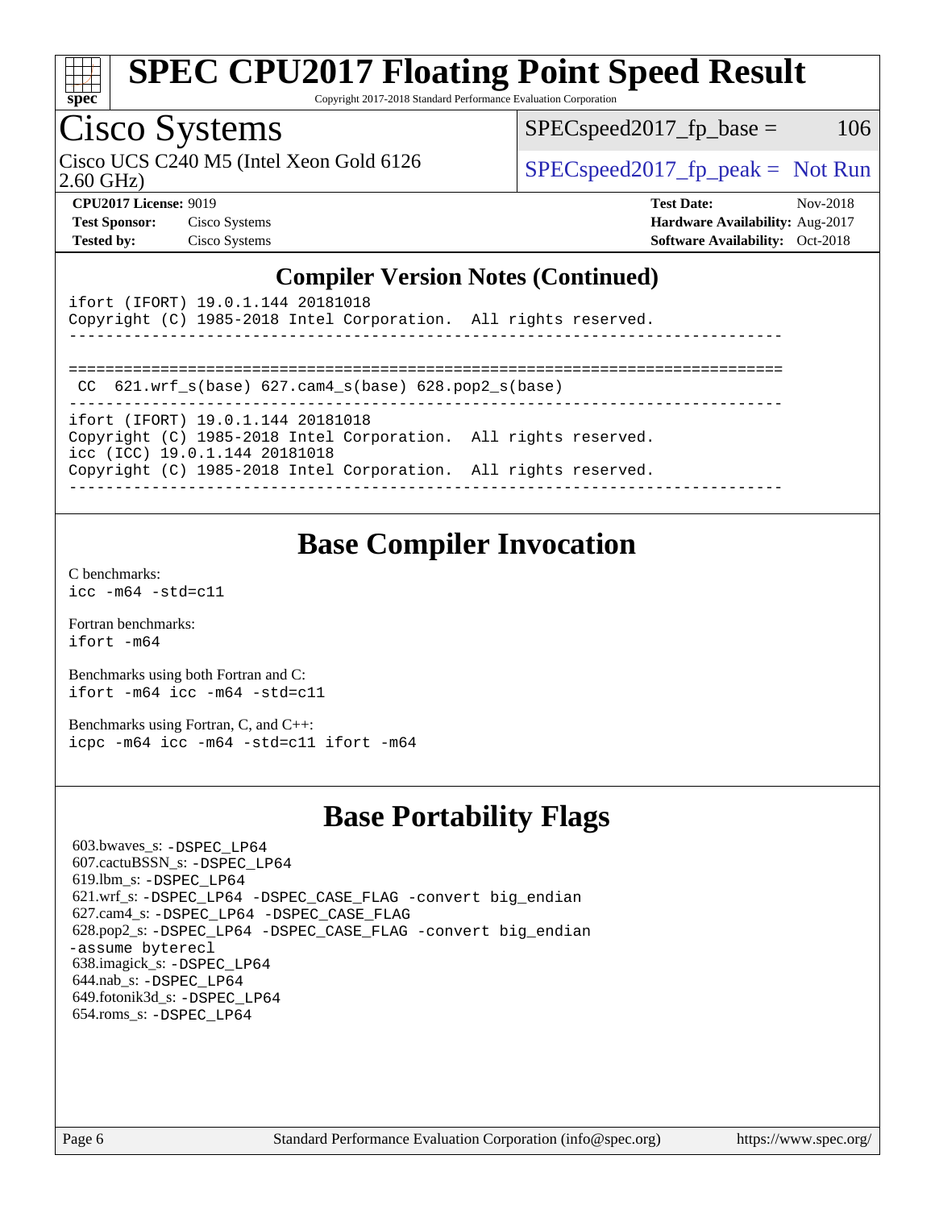# SPEC CPU2017 Floating Point Speed Result

Copyright 2017-2018 Standard Performance Evaluation Corporation

## Cisco Systems

Cisco UCS C240 M5 (Intel Xeon Gold 6126 2.60 GHz)

SPECspeed2017_fp_base = 106

SPECspeed2017_fp_peak = Not Run

**CPU2017 License:** 9019
**Test Sponsor:** Cisco Systems
**Tested by:** Cisco Systems

**Test Date:** Nov-2018
**Hardware Availability:** Aug-2017
**Software Availability:** Oct-2018

## Compiler Version Notes (Continued)

```
ifort (IFORT) 19.0.1.144 20181018
Copyright (C) 1985-2018 Intel Corporation.  All rights reserved.
------------------------------------------------------------------------------

==============================================================================
 CC  621.wrf_s(base) 627.cam4_s(base) 628.pop2_s(base)
------------------------------------------------------------------------------
ifort (IFORT) 19.0.1.144 20181018
Copyright (C) 1985-2018 Intel Corporation.  All rights reserved.
icc (ICC) 19.0.1.144 20181018
Copyright (C) 1985-2018 Intel Corporation.  All rights reserved.
------------------------------------------------------------------------------
```

## Base Compiler Invocation

C benchmarks:
`icc -m64 -std=c11`

Fortran benchmarks:
`ifort -m64`

Benchmarks using both Fortran and C:
`ifort -m64 icc -m64 -std=c11`

Benchmarks using Fortran, C, and C++:
`icpc -m64 icc -m64 -std=c11 ifort -m64`

## Base Portability Flags

603.bwaves_s: -DSPEC_LP64
607.cactuBSSN_s: -DSPEC_LP64
619.lbm_s: -DSPEC_LP64
621.wrf_s: -DSPEC_LP64 -DSPEC_CASE_FLAG -convert big_endian
627.cam4_s: -DSPEC_LP64 -DSPEC_CASE_FLAG
628.pop2_s: -DSPEC_LP64 -DSPEC_CASE_FLAG -convert big_endian -assume byterecl
638.imagick_s: -DSPEC_LP64
644.nab_s: -DSPEC_LP64
649.fotonik3d_s: -DSPEC_LP64
654.roms_s: -DSPEC_LP64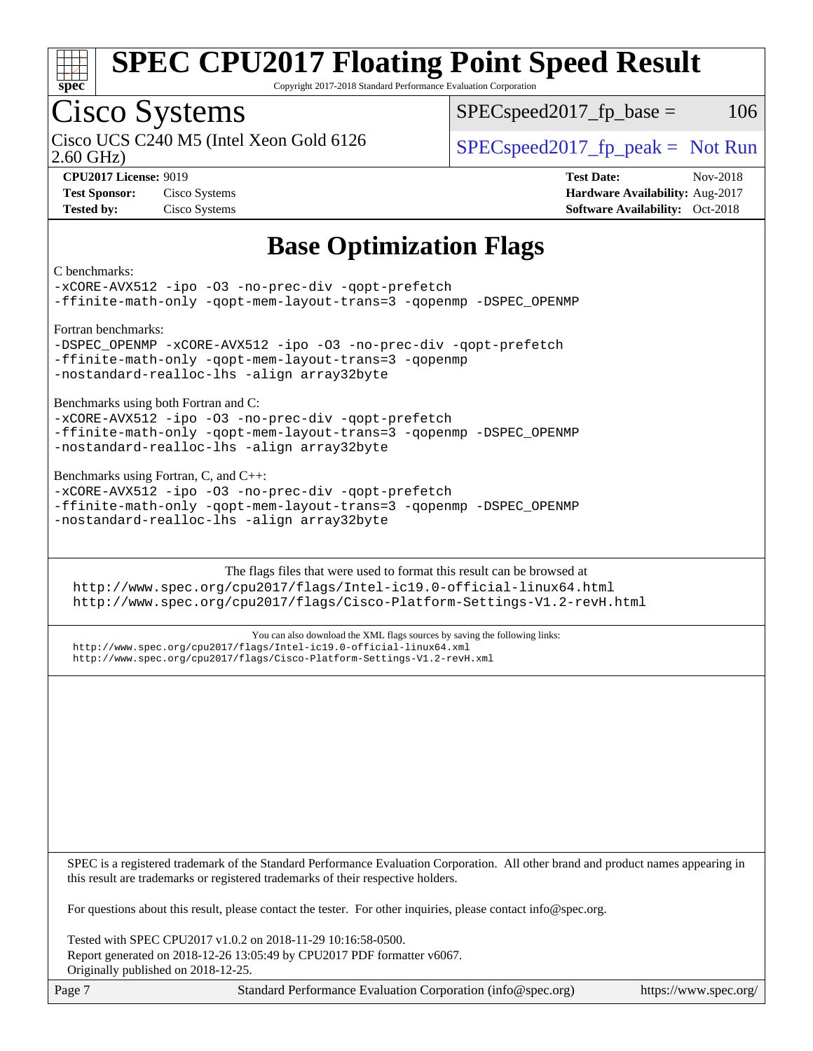# Base Optimization Flags

C benchmarks:

```
-xCORE-AVX512 -ipo -O3 -no-prec-div -qopt-prefetch
-ffinite-math-only -qopt-mem-layout-trans=3 -qopenmp -DSPEC_OPENMP
```

Fortran benchmarks:

```
-DSPEC_OPENMP -xCORE-AVX512 -ipo -O3 -no-prec-div -qopt-prefetch
-ffinite-math-only -qopt-mem-layout-trans=3 -qopenmp
-nostandard-realloc-lhs -align array32byte
```

Benchmarks using both Fortran and C:

```
-xCORE-AVX512 -ipo -O3 -no-prec-div -qopt-prefetch
-ffinite-math-only -qopt-mem-layout-trans=3 -qopenmp -DSPEC_OPENMP
-nostandard-realloc-lhs -align array32byte
```

Benchmarks using Fortran, C, and C++:

```
-xCORE-AVX512 -ipo -O3 -no-prec-div -qopt-prefetch
-ffinite-math-only -qopt-mem-layout-trans=3 -qopenmp -DSPEC_OPENMP
-nostandard-realloc-lhs -align array32byte
```

The flags files that were used to format this result can be browsed at
http://www.spec.org/cpu2017/flags/Intel-ic19.0-official-linux64.html
http://www.spec.org/cpu2017/flags/Cisco-Platform-Settings-V1.2-revH.html

You can also download the XML flags sources by saving the following links:
http://www.spec.org/cpu2017/flags/Intel-ic19.0-official-linux64.xml
http://www.spec.org/cpu2017/flags/Cisco-Platform-Settings-V1.2-revH.xml

SPEC is a registered trademark of the Standard Performance Evaluation Corporation. All other brand and product names appearing in this result are trademarks or registered trademarks of their respective holders.

For questions about this result, please contact the tester. For other inquiries, please contact info@spec.org.

Tested with SPEC CPU2017 v1.0.2 on 2018-11-29 10:16:58-0500.
Report generated on 2018-12-26 13:05:49 by CPU2017 PDF formatter v6067.
Originally published on 2018-12-25.